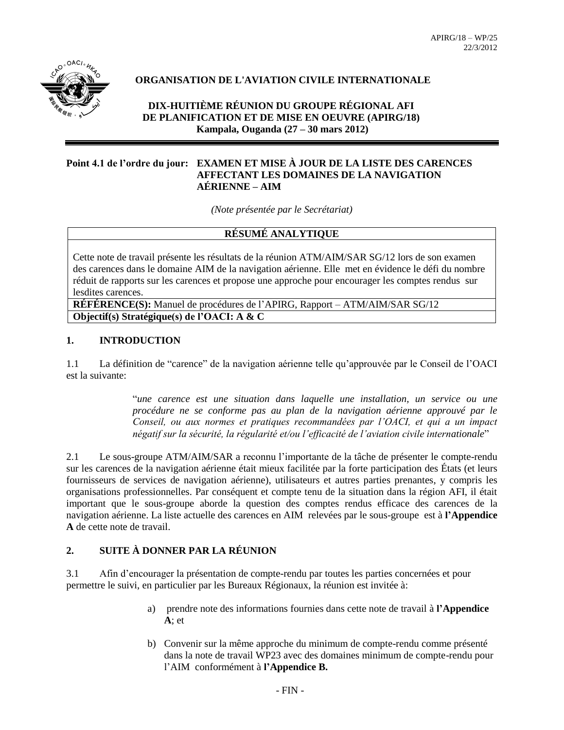APIRG/18 – WP/25
22/3/2012

**ORGANISATION DE L'AVIATION CIVILE INTERNATIONALE**

**DIX-HUITIÈME RÉUNION DU GROUPE RÉGIONAL AFI DE PLANIFICATION ET DE MISE EN OEUVRE (APIRG/18)**
**Kampala, Ouganda (27 – 30 mars 2012)**

---

**Point 4.1 de l'ordre du jour: EXAMEN ET MISE À JOUR DE LA LISTE DES CARENCES AFFECTANT LES DOMAINES DE LA NAVIGATION AÉRIENNE – AIM**

*(Note présentée par le Secrétariat)*

| **RÉSUMÉ ANALYTIQUE** |
|---|
| Cette note de travail présente les résultats de la réunion ATM/AIM/SAR SG/12 lors de son examen des carences dans le domaine AIM de la navigation aérienne. Elle met en évidence le défi du nombre réduit de rapports sur les carences et propose une approche pour encourager les comptes rendus sur lesdites carences. |
| **RÉFÉRENCE(S):** Manuel de procédures de l'APIRG, Rapport – ATM/AIM/SAR SG/12 |
| **Objectif(s) Stratégique(s) de l'OACI: A & C** |

## 1. INTRODUCTION

1.1 La définition de "carence" de la navigation aérienne telle qu'approuvée par le Conseil de l'OACI est la suivante:

> "*une carence est une situation dans laquelle une installation, un service ou une procédure ne se conforme pas au plan de la navigation aérienne approuvé par le Conseil, ou aux normes et pratiques recommandées par l'OACI, et qui a un impact négatif sur la sécurité, la régularité et/ou l'efficacité de l'aviation civile internationale*"

2.1 Le sous-groupe ATM/AIM/SAR a reconnu l'importante de la tâche de présenter le compte-rendu sur les carences de la navigation aérienne était mieux facilitée par la forte participation des États (et leurs fournisseurs de services de navigation aérienne), utilisateurs et autres parties prenantes, y compris les organisations professionnelles. Par conséquent et compte tenu de la situation dans la région AFI, il était important que le sous-groupe aborde la question des comptes rendus efficace des carences de la navigation aérienne. La liste actuelle des carences en AIM relevées par le sous-groupe est à **l'Appendice A** de cette note de travail.

## 2. SUITE À DONNER PAR LA RÉUNION

3.1 Afin d'encourager la présentation de compte-rendu par toutes les parties concernées et pour permettre le suivi, en particulier par les Bureaux Régionaux, la réunion est invitée à:

a) prendre note des informations fournies dans cette note de travail à **l'Appendice A**; et

b) Convenir sur la même approche du minimum de compte-rendu comme présenté dans la note de travail WP23 avec des domaines minimum de compte-rendu pour l'AIM conformément à **l'Appendice B.**

- FIN -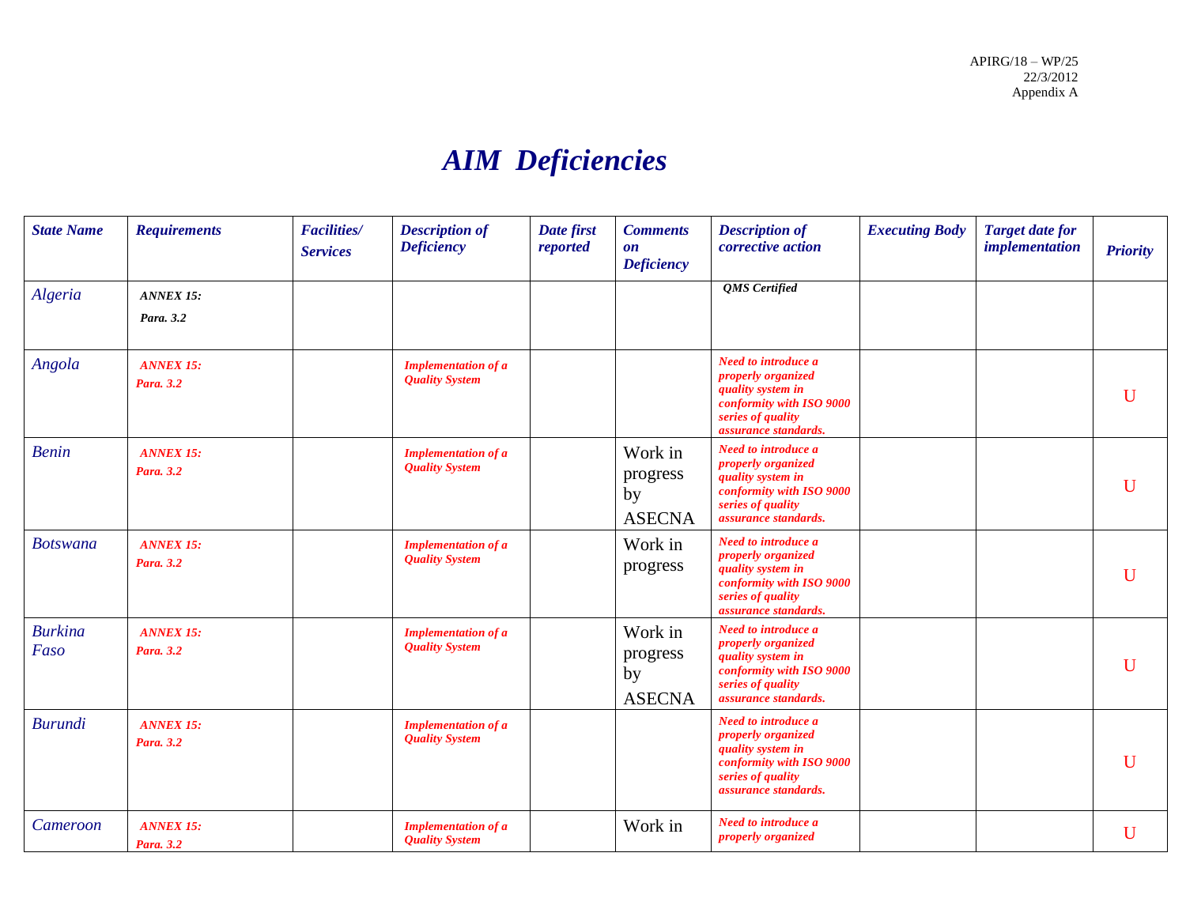# AIM Deficiencies

| State Name | Requirements | Facilities/ Services | Description of Deficiency | Date first reported | Comments on Deficiency | Description of corrective action | Executing Body | Target date for implementation | Priority |
|---|---|---|---|---|---|---|---|---|---|
| Algeria | ANNEX 15: Para. 3.2 | | | | | QMS Certified | | | |
| Angola | ANNEX 15: Para. 3.2 | | Implementation of a Quality System | | | Need to introduce a properly organized quality system in conformity with ISO 9000 series of quality assurance standards. | | | U |
| Benin | ANNEX 15: Para. 3.2 | | Implementation of a Quality System | | Work in progress by ASECNA | Need to introduce a properly organized quality system in conformity with ISO 9000 series of quality assurance standards. | | | U |
| Botswana | ANNEX 15: Para. 3.2 | | Implementation of a Quality System | | Work in progress | Need to introduce a properly organized quality system in conformity with ISO 9000 series of quality assurance standards. | | | U |
| Burkina Faso | ANNEX 15: Para. 3.2 | | Implementation of a Quality System | | Work in progress by ASECNA | Need to introduce a properly organized quality system in conformity with ISO 9000 series of quality assurance standards. | | | U |
| Burundi | ANNEX 15: Para. 3.2 | | Implementation of a Quality System | | | Need to introduce a properly organized quality system in conformity with ISO 9000 series of quality assurance standards. | | | U |
| Cameroon | ANNEX 15: Para. 3.2 | | Implementation of a Quality System | | Work in | Need to introduce a properly organized | | | U |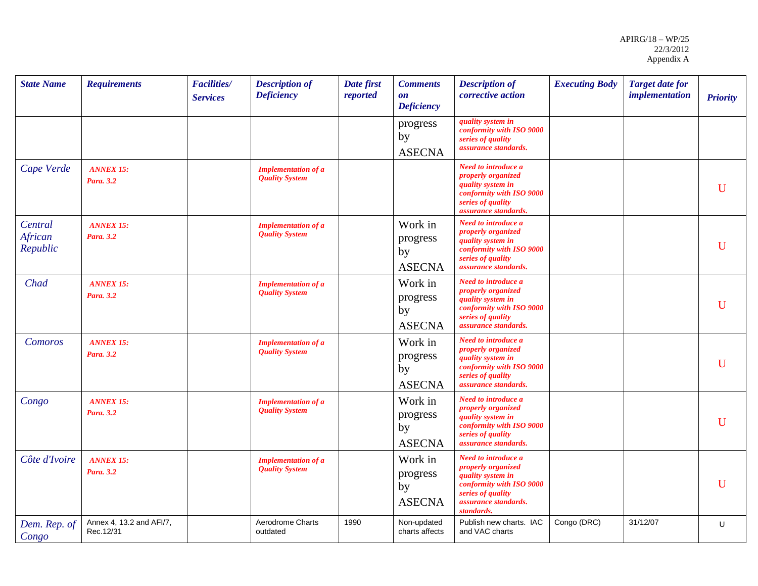| *State Name* | *Requirements* | *Facilities/ Services* | *Description of Deficiency* | *Date first reported* | *Comments on Deficiency* | *Description of corrective action* | *Executing Body* | *Target date for implementation* | *Priority* |
|---|---|---|---|---|---|---|---|---|---|
| | | | | | progress by ASECNA | ***quality system in conformity with ISO 9000 series of quality assurance standards.*** | | | |
| *Cape Verde* | ***ANNEX 15: Para. 3.2*** | | ***Implementation of a Quality System*** | | | ***Need to introduce a properly organized quality system in conformity with ISO 9000 series of quality assurance standards.*** | | | U |
| *Central African Republic* | ***ANNEX 15: Para. 3.2*** | | ***Implementation of a Quality System*** | | Work in progress by ASECNA | ***Need to introduce a properly organized quality system in conformity with ISO 9000 series of quality assurance standards.*** | | | U |
| *Chad* | ***ANNEX 15: Para. 3.2*** | | ***Implementation of a Quality System*** | | Work in progress by ASECNA | ***Need to introduce a properly organized quality system in conformity with ISO 9000 series of quality assurance standards.*** | | | U |
| *Comoros* | ***ANNEX 15: Para. 3.2*** | | ***Implementation of a Quality System*** | | Work in progress by ASECNA | ***Need to introduce a properly organized quality system in conformity with ISO 9000 series of quality assurance standards.*** | | | U |
| *Congo* | ***ANNEX 15: Para. 3.2*** | | ***Implementation of a Quality System*** | | Work in progress by ASECNA | ***Need to introduce a properly organized quality system in conformity with ISO 9000 series of quality assurance standards.*** | | | U |
| *Côte d'Ivoire* | ***ANNEX 15: Para. 3.2*** | | ***Implementation of a Quality System*** | | Work in progress by ASECNA | ***Need to introduce a properly organized quality system in conformity with ISO 9000 series of quality assurance standards. standards.*** | | | U |
| *Dem. Rep. of Congo* | Annex 4, 13.2 and AFI/7, Rec.12/31 | | Aerodrome Charts outdated | 1990 | Non-updated charts affects | Publish new charts. IAC and VAC charts | Congo (DRC) | 31/12/07 | U |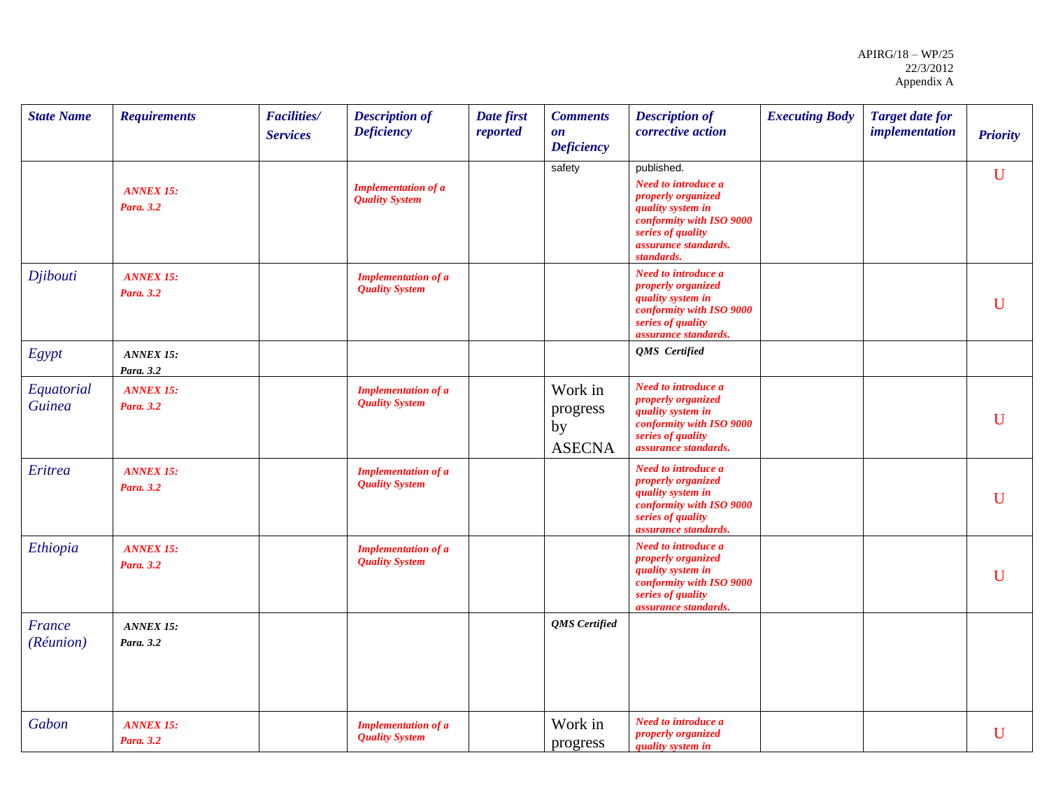APIRG/18 – WP/25
22/3/2012
Appendix A

| State Name | Requirements | Facilities/ Services | Description of Deficiency | Date first reported | Comments on Deficiency | Description of corrective action | Executing Body | Target date for implementation | Priority |
|---|---|---|---|---|---|---|---|---|---|
| | ANNEX 15: Para. 3.2 | | Implementation of a Quality System | | safety | published. Need to introduce a properly organized quality system in conformity with ISO 9000 series of quality assurance standards. standards. | | | U |
| Djibouti | ANNEX 15: Para. 3.2 | | Implementation of a Quality System | | | Need to introduce a properly organized quality system in conformity with ISO 9000 series of quality assurance standards. | | | U |
| Egypt | ANNEX 15: Para. 3.2 | | | | | QMS Certified | | | |
| Equatorial Guinea | ANNEX 15: Para. 3.2 | | Implementation of a Quality System | | Work in progress by ASECNA | Need to introduce a properly organized quality system in conformity with ISO 9000 series of quality assurance standards. | | | U |
| Eritrea | ANNEX 15: Para. 3.2 | | Implementation of a Quality System | | | Need to introduce a properly organized quality system in conformity with ISO 9000 series of quality assurance standards. | | | U |
| Ethiopia | ANNEX 15: Para. 3.2 | | Implementation of a Quality System | | | Need to introduce a properly organized quality system in conformity with ISO 9000 series of quality assurance standards. | | | U |
| France (Réunion) | ANNEX 15: Para. 3.2 | | | | QMS Certified | | | | |
| Gabon | ANNEX 15: Para. 3.2 | | Implementation of a Quality System | | Work in progress | Need to introduce a properly organized quality system in | | | U |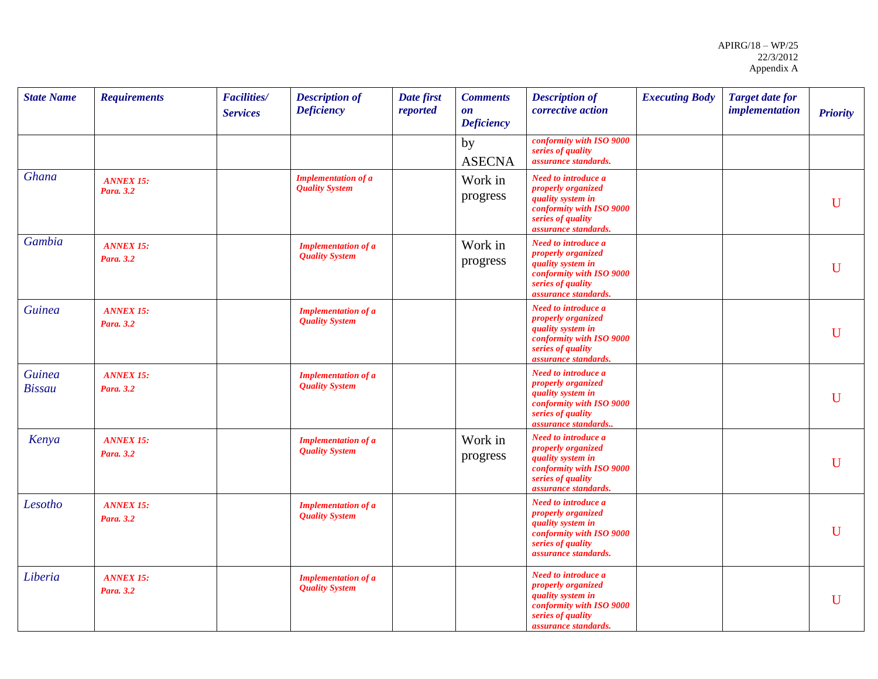APIRG/18 – WP/25
22/3/2012
Appendix A

| *State Name* | *Requirements* | *Facilities/ Services* | *Description of Deficiency* | *Date first reported* | *Comments on Deficiency* | *Description of corrective action* | *Executing Body* | *Target date for implementation* | *Priority* |
|---|---|---|---|---|---|---|---|---|---|
| | | | | | by ASECNA | ***conformity with ISO 9000 series of quality assurance standards.*** | | | |
| *Ghana* | ***ANNEX 15: Para. 3.2*** | | ***Implementation of a Quality System*** | | Work in progress | ***Need to introduce a properly organized quality system in conformity with ISO 9000 series of quality assurance standards.*** | | | U |
| *Gambia* | ***ANNEX 15: Para. 3.2*** | | ***Implementation of a Quality System*** | | Work in progress | ***Need to introduce a properly organized quality system in conformity with ISO 9000 series of quality assurance standards.*** | | | U |
| *Guinea* | ***ANNEX 15: Para. 3.2*** | | ***Implementation of a Quality System*** | | | ***Need to introduce a properly organized quality system in conformity with ISO 9000 series of quality assurance standards.*** | | | U |
| *Guinea Bissau* | ***ANNEX 15: Para. 3.2*** | | ***Implementation of a Quality System*** | | | ***Need to introduce a properly organized quality system in conformity with ISO 9000 series of quality assurance standards..*** | | | U |
| *Kenya* | ***ANNEX 15: Para. 3.2*** | | ***Implementation of a Quality System*** | | Work in progress | ***Need to introduce a properly organized quality system in conformity with ISO 9000 series of quality assurance standards.*** | | | U |
| *Lesotho* | ***ANNEX 15: Para. 3.2*** | | ***Implementation of a Quality System*** | | | ***Need to introduce a properly organized quality system in conformity with ISO 9000 series of quality assurance standards.*** | | | U |
| *Liberia* | ***ANNEX 15: Para. 3.2*** | | ***Implementation of a Quality System*** | | | ***Need to introduce a properly organized quality system in conformity with ISO 9000 series of quality assurance standards.*** | | | U |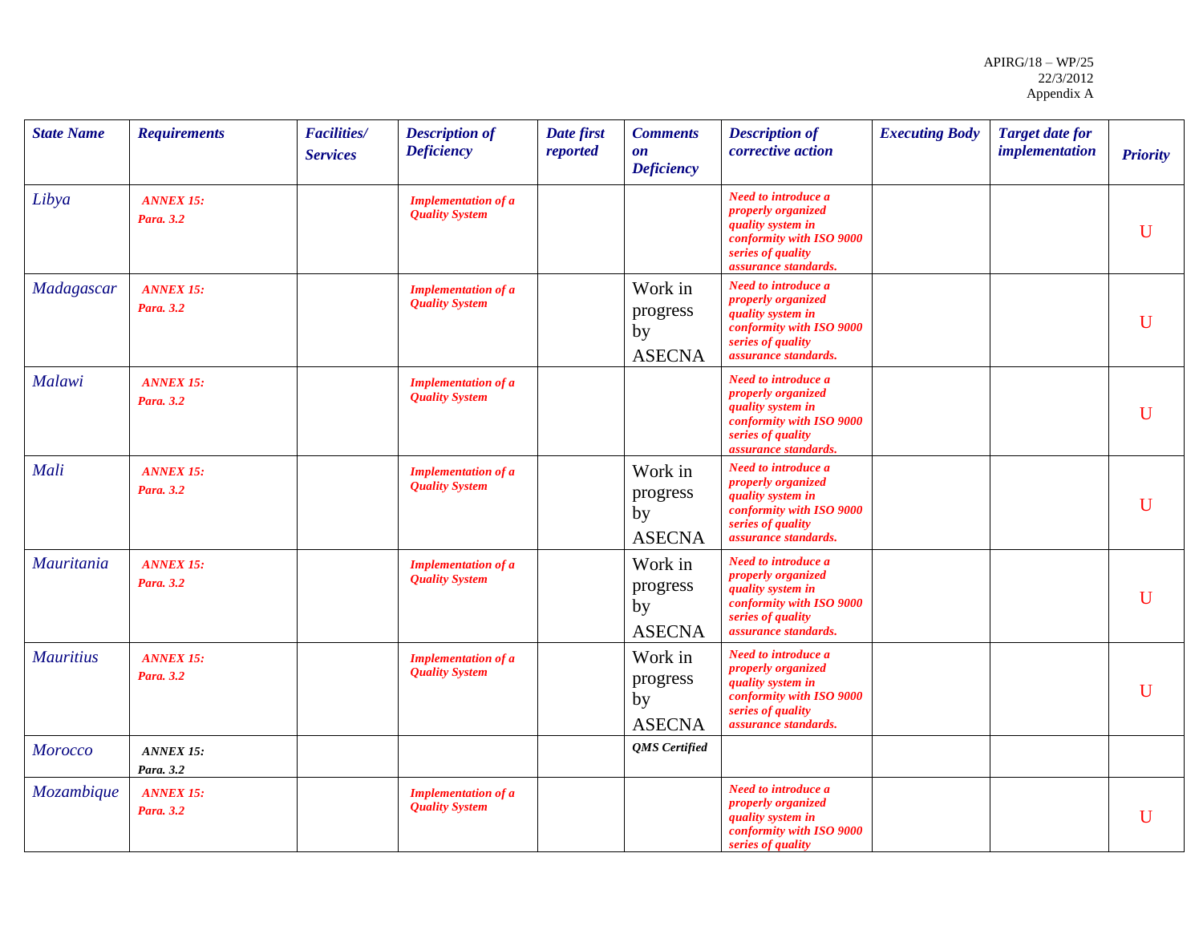| State Name | Requirements | Facilities/ Services | Description of Deficiency | Date first reported | Comments on Deficiency | Description of corrective action | Executing Body | Target date for implementation | Priority |
|---|---|---|---|---|---|---|---|---|---|
| Libya | ***ANNEX 15: Para. 3.2*** | | ***Implementation of a Quality System*** | | | ***Need to introduce a properly organized quality system in conformity with ISO 9000 series of quality assurance standards.*** | | | U |
| Madagascar | ***ANNEX 15: Para. 3.2*** | | ***Implementation of a Quality System*** | | Work in progress by ASECNA | ***Need to introduce a properly organized quality system in conformity with ISO 9000 series of quality assurance standards.*** | | | U |
| Malawi | ***ANNEX 15: Para. 3.2*** | | ***Implementation of a Quality System*** | | | ***Need to introduce a properly organized quality system in conformity with ISO 9000 series of quality assurance standards.*** | | | U |
| Mali | ***ANNEX 15: Para. 3.2*** | | ***Implementation of a Quality System*** | | Work in progress by ASECNA | ***Need to introduce a properly organized quality system in conformity with ISO 9000 series of quality assurance standards.*** | | | U |
| Mauritania | ***ANNEX 15: Para. 3.2*** | | ***Implementation of a Quality System*** | | Work in progress by ASECNA | ***Need to introduce a properly organized quality system in conformity with ISO 9000 series of quality assurance standards.*** | | | U |
| Mauritius | ***ANNEX 15: Para. 3.2*** | | ***Implementation of a Quality System*** | | Work in progress by ASECNA | ***Need to introduce a properly organized quality system in conformity with ISO 9000 series of quality assurance standards.*** | | | U |
| Morocco | ***ANNEX 15: Para. 3.2*** | | | | ***QMS Certified*** | | | | |
| Mozambique | ***ANNEX 15: Para. 3.2*** | | ***Implementation of a Quality System*** | | | ***Need to introduce a properly organized quality system in conformity with ISO 9000 series of quality*** | | | U |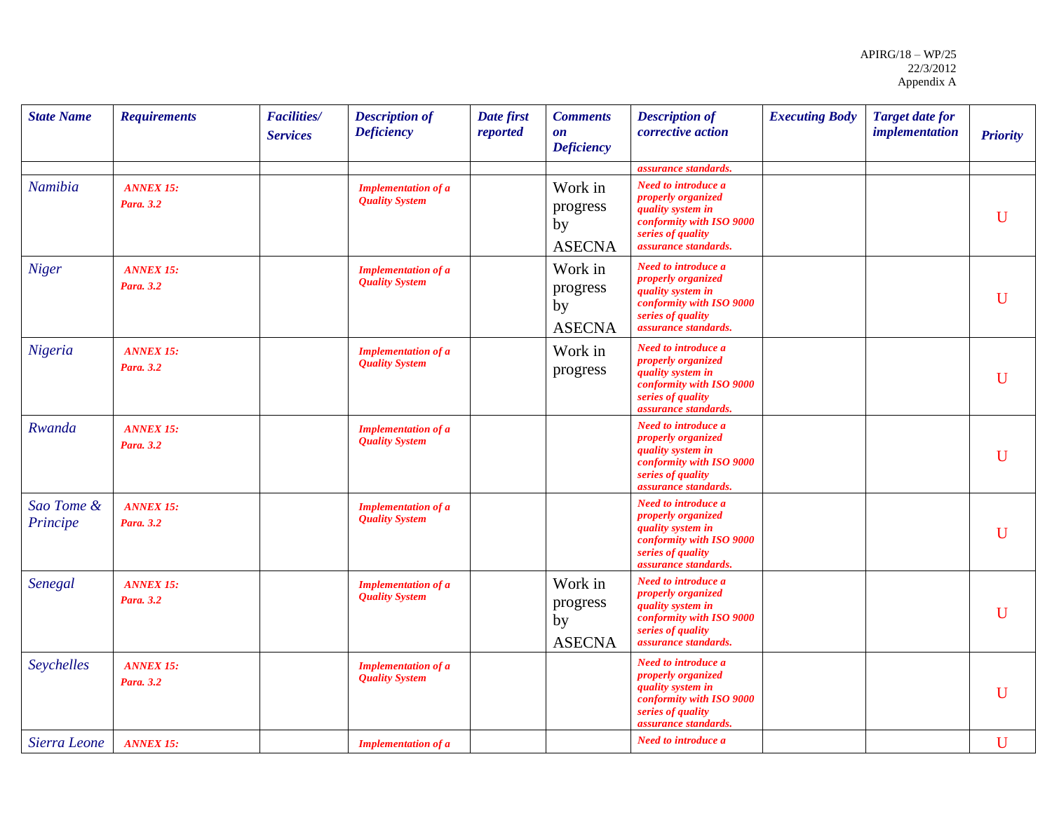| *State Name* | *Requirements* | *Facilities/ Services* | *Description of Deficiency* | *Date first reported* | *Comments on Deficiency* | *Description of corrective action* | *Executing Body* | *Target date for implementation* | *Priority* |
|---|---|---|---|---|---|---|---|---|---|
| | | | | | | ***assurance standards.*** | | | |
| *Namibia* | ***ANNEX 15: Para. 3.2*** | | ***Implementation of a Quality System*** | | Work in progress by ASECNA | ***Need to introduce a properly organized quality system in conformity with ISO 9000 series of quality assurance standards.*** | | | U |
| *Niger* | ***ANNEX 15: Para. 3.2*** | | ***Implementation of a Quality System*** | | Work in progress by ASECNA | ***Need to introduce a properly organized quality system in conformity with ISO 9000 series of quality assurance standards.*** | | | U |
| *Nigeria* | ***ANNEX 15: Para. 3.2*** | | ***Implementation of a Quality System*** | | Work in progress | ***Need to introduce a properly organized quality system in conformity with ISO 9000 series of quality assurance standards.*** | | | U |
| *Rwanda* | ***ANNEX 15: Para. 3.2*** | | ***Implementation of a Quality System*** | | | ***Need to introduce a properly organized quality system in conformity with ISO 9000 series of quality assurance standards.*** | | | U |
| *Sao Tome & Principe* | ***ANNEX 15: Para. 3.2*** | | ***Implementation of a Quality System*** | | | ***Need to introduce a properly organized quality system in conformity with ISO 9000 series of quality assurance standards.*** | | | U |
| *Senegal* | ***ANNEX 15: Para. 3.2*** | | ***Implementation of a Quality System*** | | Work in progress by ASECNA | ***Need to introduce a properly organized quality system in conformity with ISO 9000 series of quality assurance standards.*** | | | U |
| *Seychelles* | ***ANNEX 15: Para. 3.2*** | | ***Implementation of a Quality System*** | | | ***Need to introduce a properly organized quality system in conformity with ISO 9000 series of quality assurance standards.*** | | | U |
| *Sierra Leone* | ***ANNEX 15:*** | | ***Implementation of a*** | | | ***Need to introduce a*** | | | U |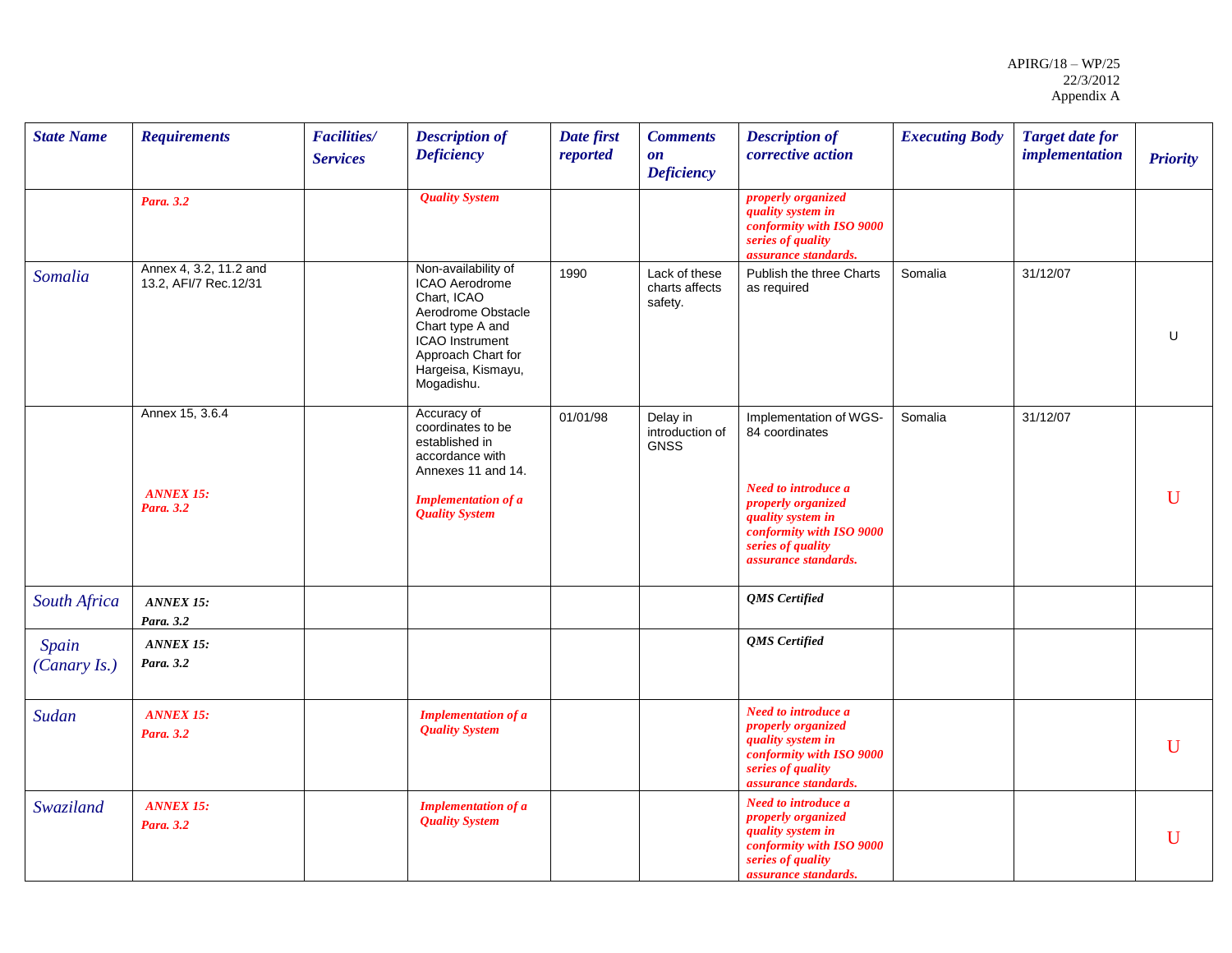| State Name | Requirements | Facilities/ Services | Description of Deficiency | Date first reported | Comments on Deficiency | Description of corrective action | Executing Body | Target date for implementation | Priority |
|---|---|---|---|---|---|---|---|---|---|
| | ***Para. 3.2*** | | ***Quality System*** | | | ***properly organized quality system in conformity with ISO 9000 series of quality assurance standards.*** | | | |
| *Somalia* | Annex 4, 3.2, 11.2 and 13.2, AFI/7 Rec.12/31 | | Non-availability of ICAO Aerodrome Chart, ICAO Aerodrome Obstacle Chart type A and ICAO Instrument Approach Chart for Hargeisa, Kismayu, Mogadishu. | 1990 | Lack of these charts affects safety. | Publish the three Charts as required | Somalia | 31/12/07 | U |
| | Annex 15, 3.6.4<br><br>***ANNEX 15: Para. 3.2*** | | Accuracy of coordinates to be established in accordance with Annexes 11 and 14.<br><br>***Implementation of a Quality System*** | 01/01/98 | Delay in introduction of GNSS | Implementation of WGS-84 coordinates<br><br>***Need to introduce a properly organized quality system in conformity with ISO 9000 series of quality assurance standards.*** | Somalia | 31/12/07 | U |
| *South Africa* | ***ANNEX 15: Para. 3.2*** | | | | | ***QMS Certified*** | | | |
| *Spain (Canary Is.)* | ***ANNEX 15: Para. 3.2*** | | | | | ***QMS Certified*** | | | |
| *Sudan* | ***ANNEX 15: Para. 3.2*** | | ***Implementation of a Quality System*** | | | ***Need to introduce a properly organized quality system in conformity with ISO 9000 series of quality assurance standards.*** | | | U |
| *Swaziland* | ***ANNEX 15: Para. 3.2*** | | ***Implementation of a Quality System*** | | | ***Need to introduce a properly organized quality system in conformity with ISO 9000 series of quality assurance standards.*** | | | U |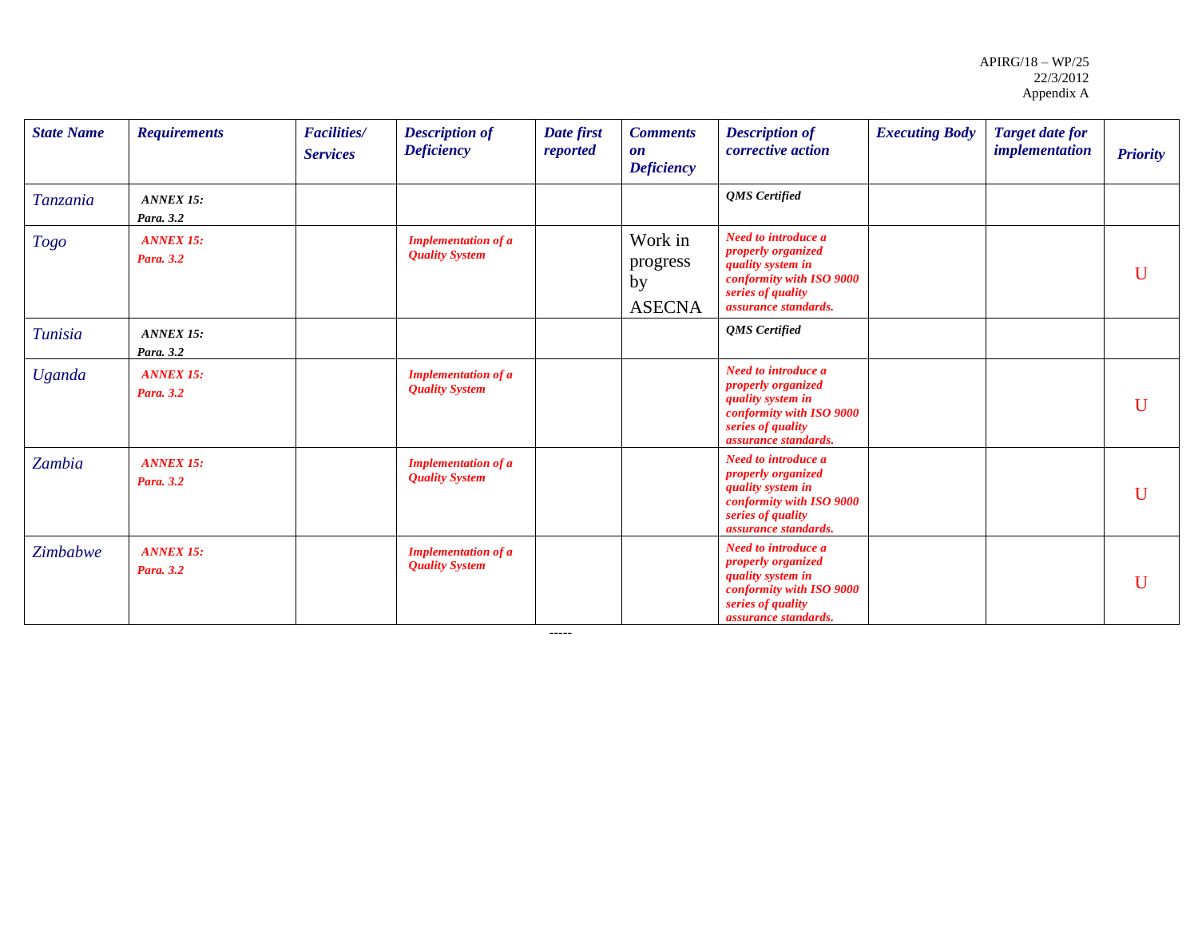| *State Name* | *Requirements* | *Facilities/ Services* | *Description of Deficiency* | *Date first reported* | *Comments on Deficiency* | *Description of corrective action* | *Executing Body* | *Target date for implementation* | *Priority* |
|---|---|---|---|---|---|---|---|---|---|
| *Tanzania* | ***ANNEX 15: Para. 3.2*** | | | | | ***QMS Certified*** | | | |
| *Togo* | ***ANNEX 15: Para. 3.2*** | | ***Implementation of a Quality System*** | | Work in progress by ASECNA | ***Need to introduce a properly organized quality system in conformity with ISO 9000 series of quality assurance standards.*** | | | U |
| *Tunisia* | ***ANNEX 15: Para. 3.2*** | | | | | ***QMS Certified*** | | | |
| *Uganda* | ***ANNEX 15: Para. 3.2*** | | ***Implementation of a Quality System*** | | | ***Need to introduce a properly organized quality system in conformity with ISO 9000 series of quality assurance standards.*** | | | U |
| *Zambia* | ***ANNEX 15: Para. 3.2*** | | ***Implementation of a Quality System*** | | | ***Need to introduce a properly organized quality system in conformity with ISO 9000 series of quality assurance standards.*** | | | U |
| *Zimbabwe* | ***ANNEX 15: Para. 3.2*** | | ***Implementation of a Quality System*** | | | ***Need to introduce a properly organized quality system in conformity with ISO 9000 series of quality assurance standards.*** | | | U |

-----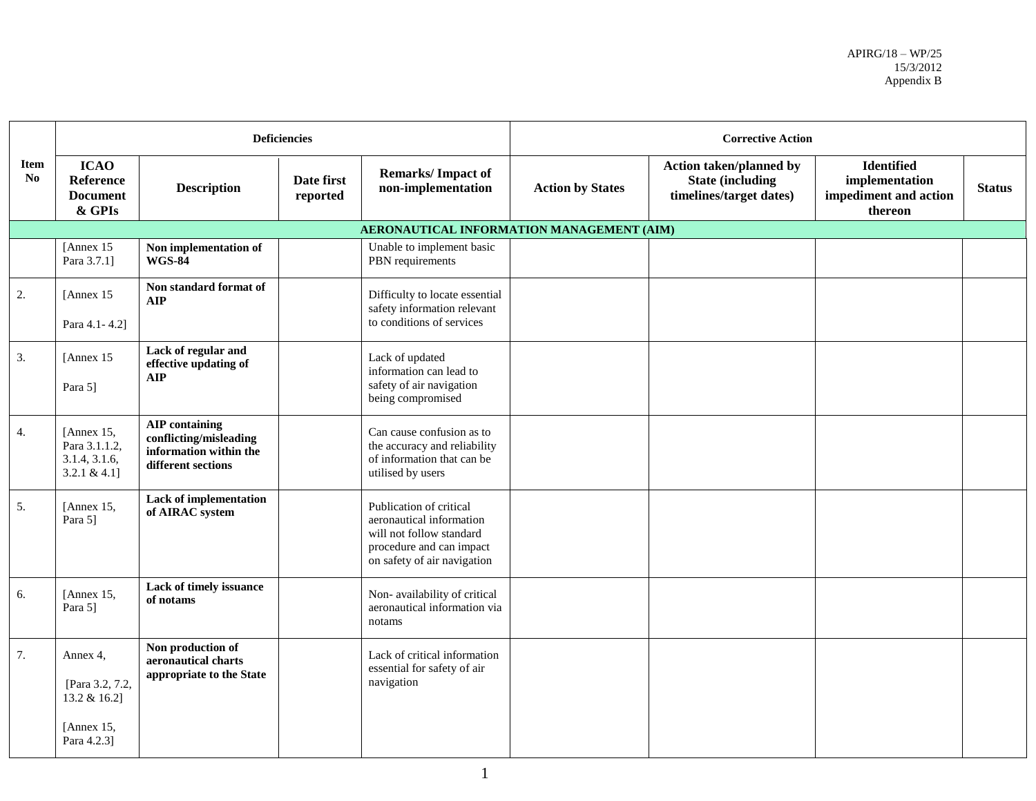APIRG/18 – WP/25
15/3/2012
Appendix B

| Item No | Deficiencies | | | | Corrective Action | | | |
|---|---|---|---|---|---|---|---|---|
| | **ICAO Reference Document & GPIs** | **Description** | **Date first reported** | **Remarks/ Impact of non-implementation** | **Action by States** | **Action taken/planned by State (including timelines/target dates)** | **Identified implementation impediment and action thereon** | **Status** |
| **AERONAUTICAL INFORMATION MANAGEMENT (AIM)** | | | | | | | | |
| | [Annex 15 Para 3.7.1] | **Non implementation of WGS-84** | | Unable to implement basic PBN requirements | | | | |
| 2. | [Annex 15 Para 4.1- 4.2] | **Non standard format of AIP** | | Difficulty to locate essential safety information relevant to conditions of services | | | | |
| 3. | [Annex 15 Para 5] | **Lack of regular and effective updating of AIP** | | Lack of updated information can lead to safety of air navigation being compromised | | | | |
| 4. | [Annex 15, Para 3.1.1.2, 3.1.4, 3.1.6, 3.2.1 & 4.1] | **AIP containing conflicting/misleading information within the different sections** | | Can cause confusion as to the accuracy and reliability of information that can be utilised by users | | | | |
| 5. | [Annex 15, Para 5] | **Lack of implementation of AIRAC system** | | Publication of critical aeronautical information will not follow standard procedure and can impact on safety of air navigation | | | | |
| 6. | [Annex 15, Para 5] | **Lack of timely issuance of notams** | | Non- availability of critical aeronautical information via notams | | | | |
| 7. | Annex 4, [Para 3.2, 7.2, 13.2 & 16.2] [Annex 15, Para 4.2.3] | **Non production of aeronautical charts appropriate to the State** | | Lack of critical information essential for safety of air navigation | | | | |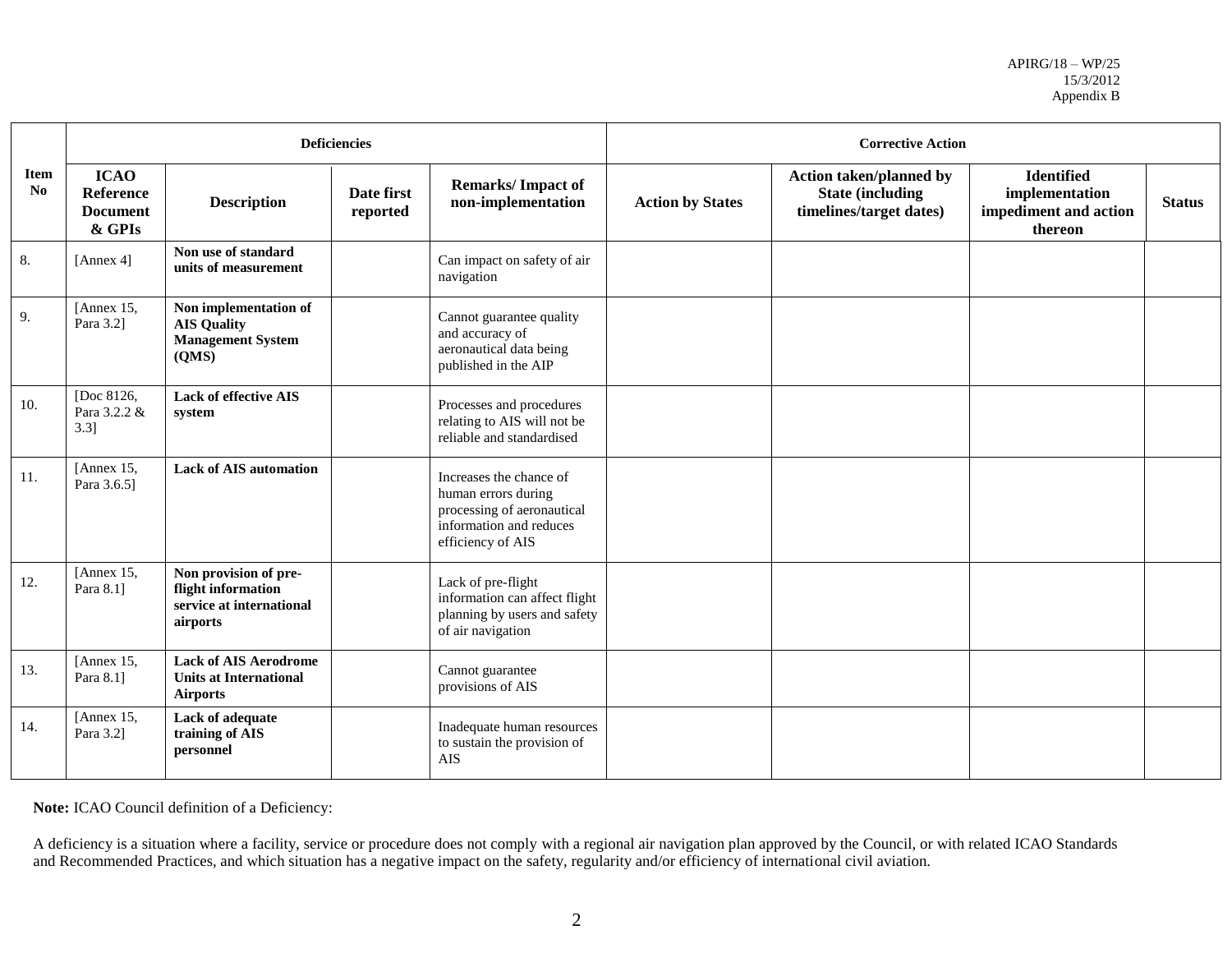| Item No | Deficiencies | | | | Corrective Action | | | |
|---|---|---|---|---|---|---|---|---|
| | ICAO Reference Document & GPIs | Description | Date first reported | Remarks/ Impact of non-implementation | Action by States | Action taken/planned by State (including timelines/target dates) | Identified implementation impediment and action thereon | Status |
| 8. | [Annex 4] | **Non use of standard units of measurement** | | Can impact on safety of air navigation | | | | |
| 9. | [Annex 15, Para 3.2] | **Non implementation of AIS Quality Management System (QMS)** | | Cannot guarantee quality and accuracy of aeronautical data being published in the AIP | | | | |
| 10. | [Doc 8126, Para 3.2.2 & 3.3] | **Lack of effective AIS system** | | Processes and procedures relating to AIS will not be reliable and standardised | | | | |
| 11. | [Annex 15, Para 3.6.5] | **Lack of AIS automation** | | Increases the chance of human errors during processing of aeronautical information and reduces efficiency of AIS | | | | |
| 12. | [Annex 15, Para 8.1] | **Non provision of pre-flight information service at international airports** | | Lack of pre-flight information can affect flight planning by users and safety of air navigation | | | | |
| 13. | [Annex 15, Para 8.1] | **Lack of AIS Aerodrome Units at International Airports** | | Cannot guarantee provisions of AIS | | | | |
| 14. | [Annex 15, Para 3.2] | **Lack of adequate training of AIS personnel** | | Inadequate human resources to sustain the provision of AIS | | | | |

**Note:** ICAO Council definition of a Deficiency:

A deficiency is a situation where a facility, service or procedure does not comply with a regional air navigation plan approved by the Council, or with related ICAO Standards and Recommended Practices, and which situation has a negative impact on the safety, regularity and/or efficiency of international civil aviation.